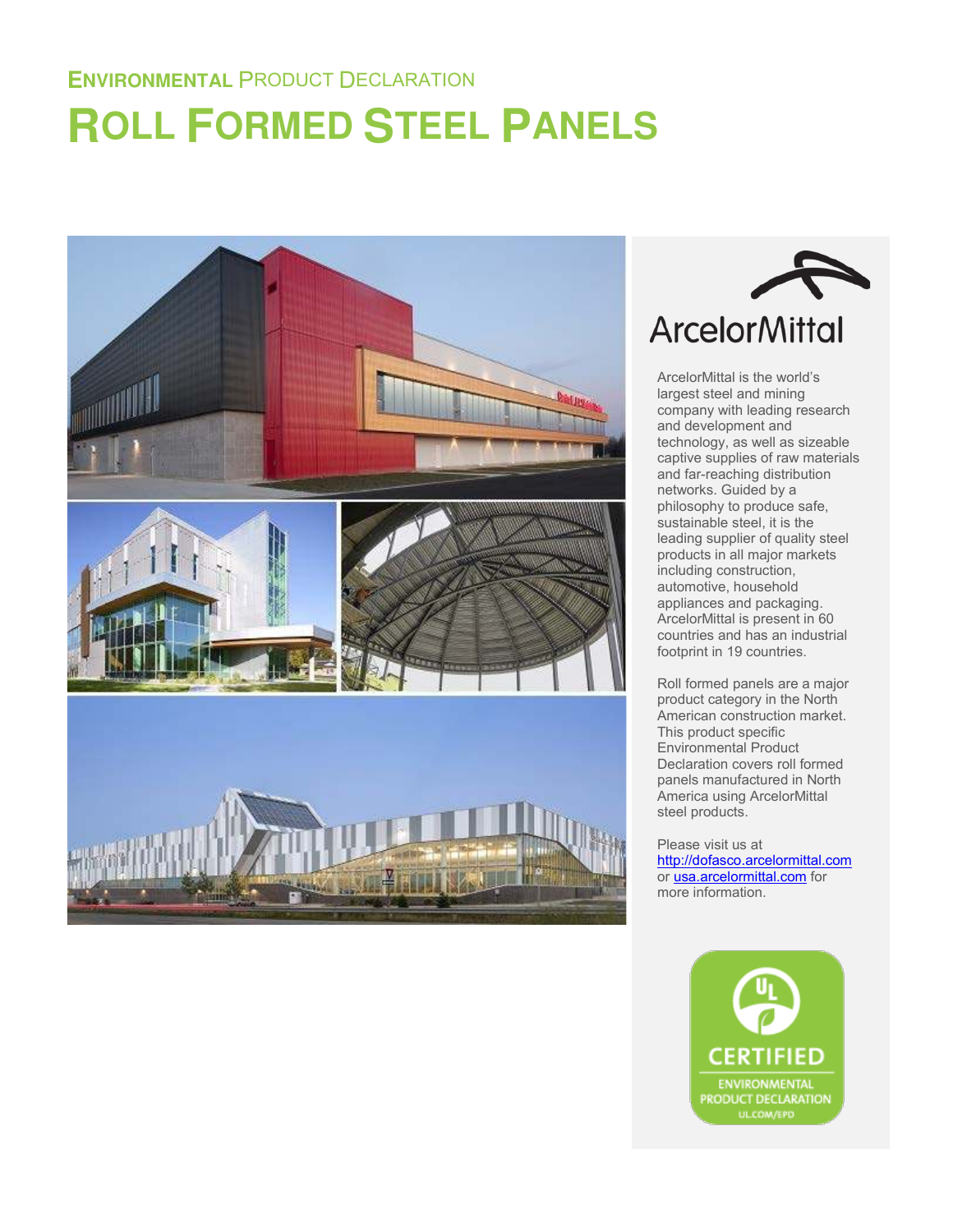ENVIRONMENTAL PRODUCT DECLARATION

# ROLL FORMED STEEL PANELS

ArcelorMittal

ArcelorMittal is the world's largest steel and mining company with leading research and development and technology, as well as sizeable captive supplies of raw materials and far-reaching distribution networks. Guided by a philosophy to produce safe, sustainable steel, it is the leading supplier of quality steel products in all major markets including construction, automotive, household appliances and packaging. ArcelorMittal is present in 60 countries and has an industrial footprint in 19 countries.

Roll formed panels are a major product category in the North American construction market. This product specific Environmental Product Declaration covers roll formed panels manufactured in North America using ArcelorMittal steel products.

Please visit us at http://dofasco.arcelormittal.com or usa.arcelormittal.com for more information.

UL CERTIFIED ENVIRONMENTAL PRODUCT DECLARATION UL.COM/EPD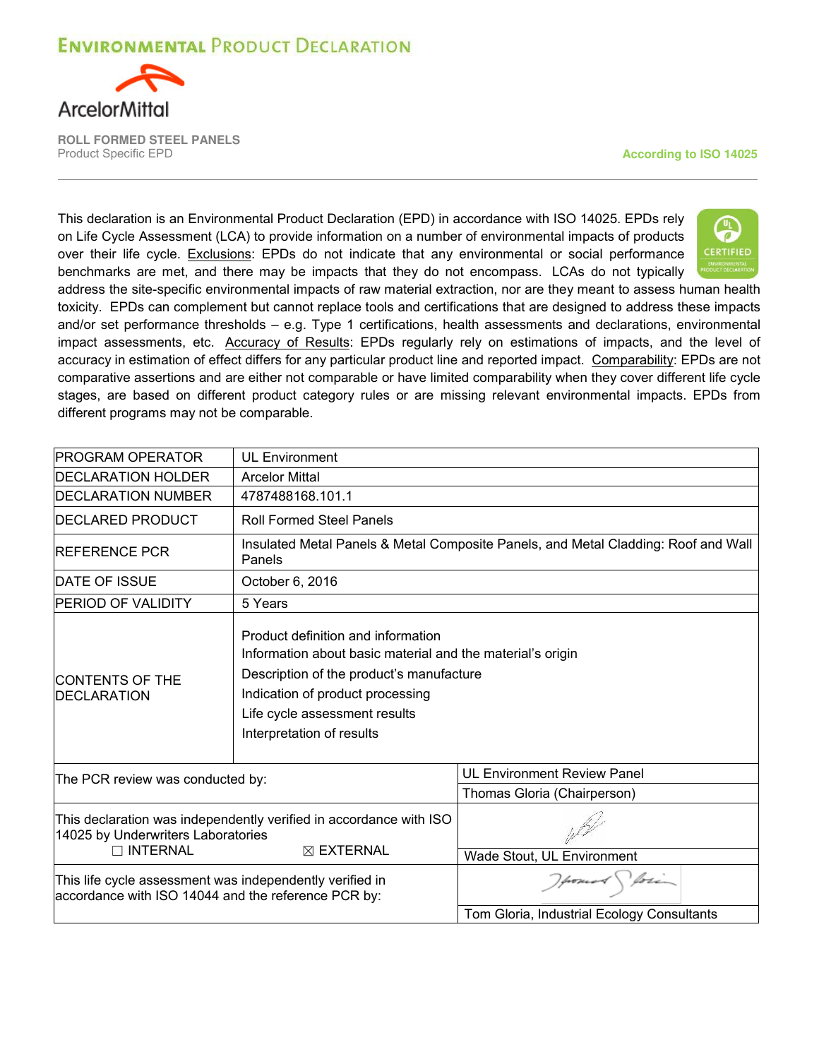# ENVIRONMENTAL PRODUCT DECLARATION

ArcelorMittal

**ROLL FORMED STEEL PANELS**
Product Specific EPD

**According to ISO 14025**

This declaration is an Environmental Product Declaration (EPD) in accordance with ISO 14025. EPDs rely on Life Cycle Assessment (LCA) to provide information on a number of environmental impacts of products over their life cycle. Exclusions: EPDs do not indicate that any environmental or social performance benchmarks are met, and there may be impacts that they do not encompass. LCAs do not typically address the site-specific environmental impacts of raw material extraction, nor are they meant to assess human health toxicity. EPDs can complement but cannot replace tools and certifications that are designed to address these impacts and/or set performance thresholds – e.g. Type 1 certifications, health assessments and declarations, environmental impact assessments, etc. Accuracy of Results: EPDs regularly rely on estimations of impacts, and the level of accuracy in estimation of effect differs for any particular product line and reported impact. Comparability: EPDs are not comparative assertions and are either not comparable or have limited comparability when they cover different life cycle stages, are based on different product category rules or are missing relevant environmental impacts. EPDs from different programs may not be comparable.

| | |
|---|---|
| PROGRAM OPERATOR | UL Environment |
| DECLARATION HOLDER | Arcelor Mittal |
| DECLARATION NUMBER | 4787488168.101.1 |
| DECLARED PRODUCT | Roll Formed Steel Panels |
| REFERENCE PCR | Insulated Metal Panels & Metal Composite Panels, and Metal Cladding: Roof and Wall Panels |
| DATE OF ISSUE | October 6, 2016 |
| PERIOD OF VALIDITY | 5 Years |
| CONTENTS OF THE DECLARATION | Product definition and information<br>Information about basic material and the material's origin<br>Description of the product's manufacture<br>Indication of product processing<br>Life cycle assessment results<br>Interpretation of results |

| | |
|---|---|
| The PCR review was conducted by: | UL Environment Review Panel<br>Thomas Gloria (Chairperson) |
| This declaration was independently verified in accordance with ISO 14025 by Underwriters Laboratories<br>☐ INTERNAL ☒ EXTERNAL | Wade Stout, UL Environment |
| This life cycle assessment was independently verified in accordance with ISO 14044 and the reference PCR by: | Tom Gloria, Industrial Ecology Consultants |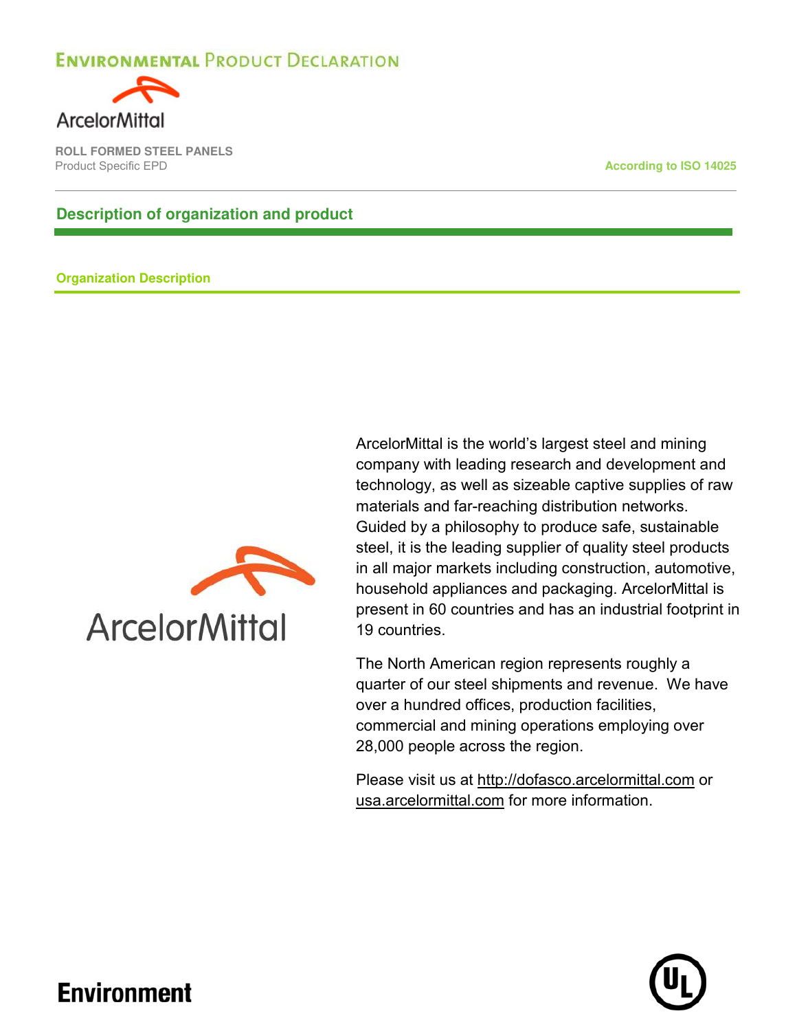## Description of organization and product

### Organization Description

ArcelorMittal is the world's largest steel and mining company with leading research and development and technology, as well as sizeable captive supplies of raw materials and far-reaching distribution networks. Guided by a philosophy to produce safe, sustainable steel, it is the leading supplier of quality steel products in all major markets including construction, automotive, household appliances and packaging. ArcelorMittal is present in 60 countries and has an industrial footprint in 19 countries.

The North American region represents roughly a quarter of our steel shipments and revenue. We have over a hundred offices, production facilities, commercial and mining operations employing over 28,000 people across the region.

Please visit us at http://dofasco.arcelormittal.com or usa.arcelormittal.com for more information.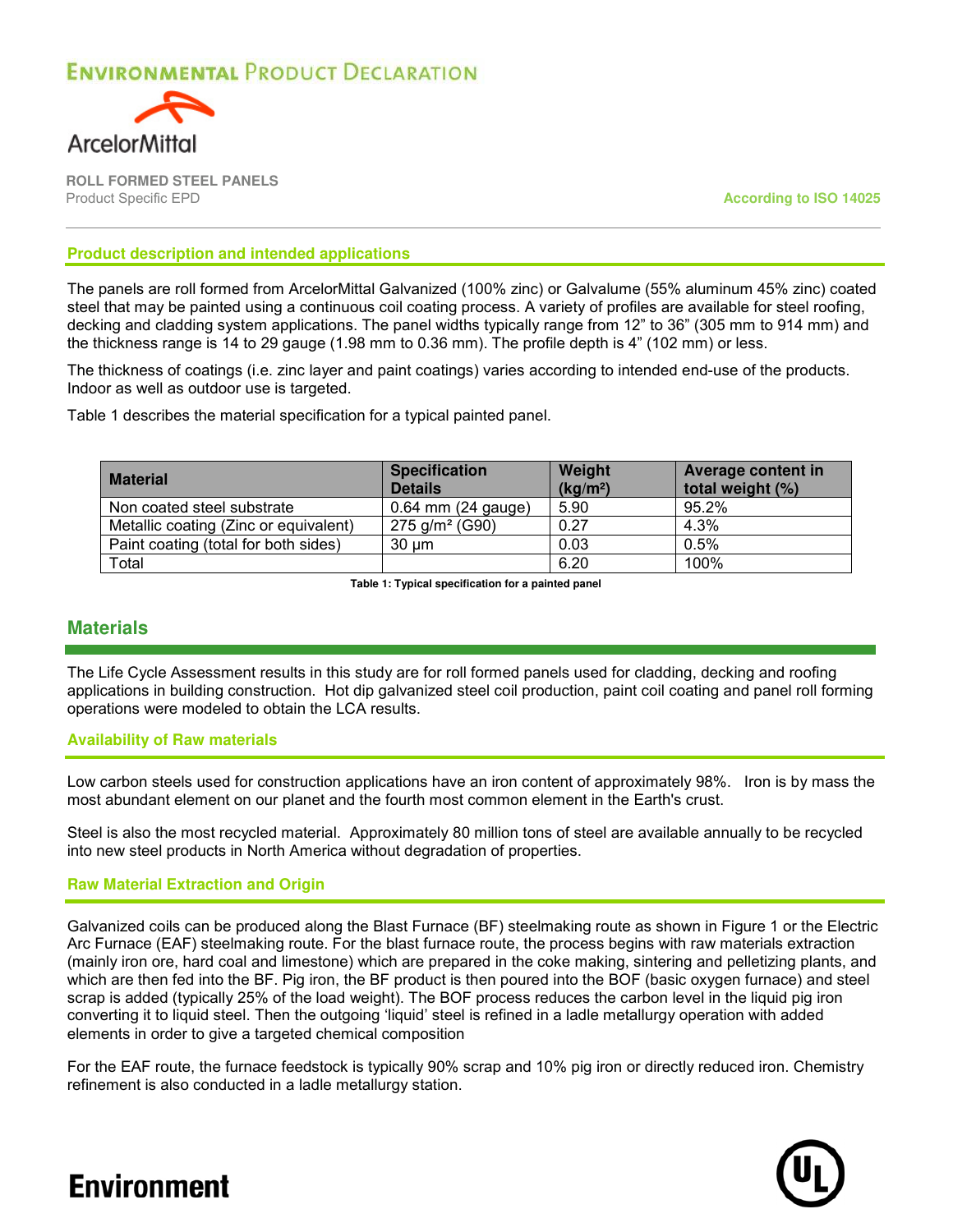# Environmental Product Declaration

ArcelorMittal

**ROLL FORMED STEEL PANELS**
Product Specific EPD

According to ISO 14025

## Product description and intended applications

The panels are roll formed from ArcelorMittal Galvanized (100% zinc) or Galvalume (55% aluminum 45% zinc) coated steel that may be painted using a continuous coil coating process. A variety of profiles are available for steel roofing, decking and cladding system applications. The panel widths typically range from 12" to 36" (305 mm to 914 mm) and the thickness range is 14 to 29 gauge (1.98 mm to 0.36 mm). The profile depth is 4" (102 mm) or less.

The thickness of coatings (i.e. zinc layer and paint coatings) varies according to intended end-use of the products. Indoor as well as outdoor use is targeted.

Table 1 describes the material specification for a typical painted panel.

| Material | Specification Details | Weight (kg/m²) | Average content in total weight (%) |
|---|---|---|---|
| Non coated steel substrate | 0.64 mm (24 gauge) | 5.90 | 95.2% |
| Metallic coating (Zinc or equivalent) | 275 g/m² (G90) | 0.27 | 4.3% |
| Paint coating (total for both sides) | 30 µm | 0.03 | 0.5% |
| Total | | 6.20 | 100% |

**Table 1: Typical specification for a painted panel**

## Materials

The Life Cycle Assessment results in this study are for roll formed panels used for cladding, decking and roofing applications in building construction. Hot dip galvanized steel coil production, paint coil coating and panel roll forming operations were modeled to obtain the LCA results.

### Availability of Raw materials

Low carbon steels used for construction applications have an iron content of approximately 98%. Iron is by mass the most abundant element on our planet and the fourth most common element in the Earth's crust.

Steel is also the most recycled material. Approximately 80 million tons of steel are available annually to be recycled into new steel products in North America without degradation of properties.

### Raw Material Extraction and Origin

Galvanized coils can be produced along the Blast Furnace (BF) steelmaking route as shown in Figure 1 or the Electric Arc Furnace (EAF) steelmaking route. For the blast furnace route, the process begins with raw materials extraction (mainly iron ore, hard coal and limestone) which are prepared in the coke making, sintering and pelletizing plants, and which are then fed into the BF. Pig iron, the BF product is then poured into the BOF (basic oxygen furnace) and steel scrap is added (typically 25% of the load weight). The BOF process reduces the carbon level in the liquid pig iron converting it to liquid steel. Then the outgoing 'liquid' steel is refined in a ladle metallurgy operation with added elements in order to give a targeted chemical composition

For the EAF route, the furnace feedstock is typically 90% scrap and 10% pig iron or directly reduced iron. Chemistry refinement is also conducted in a ladle metallurgy station.

Environment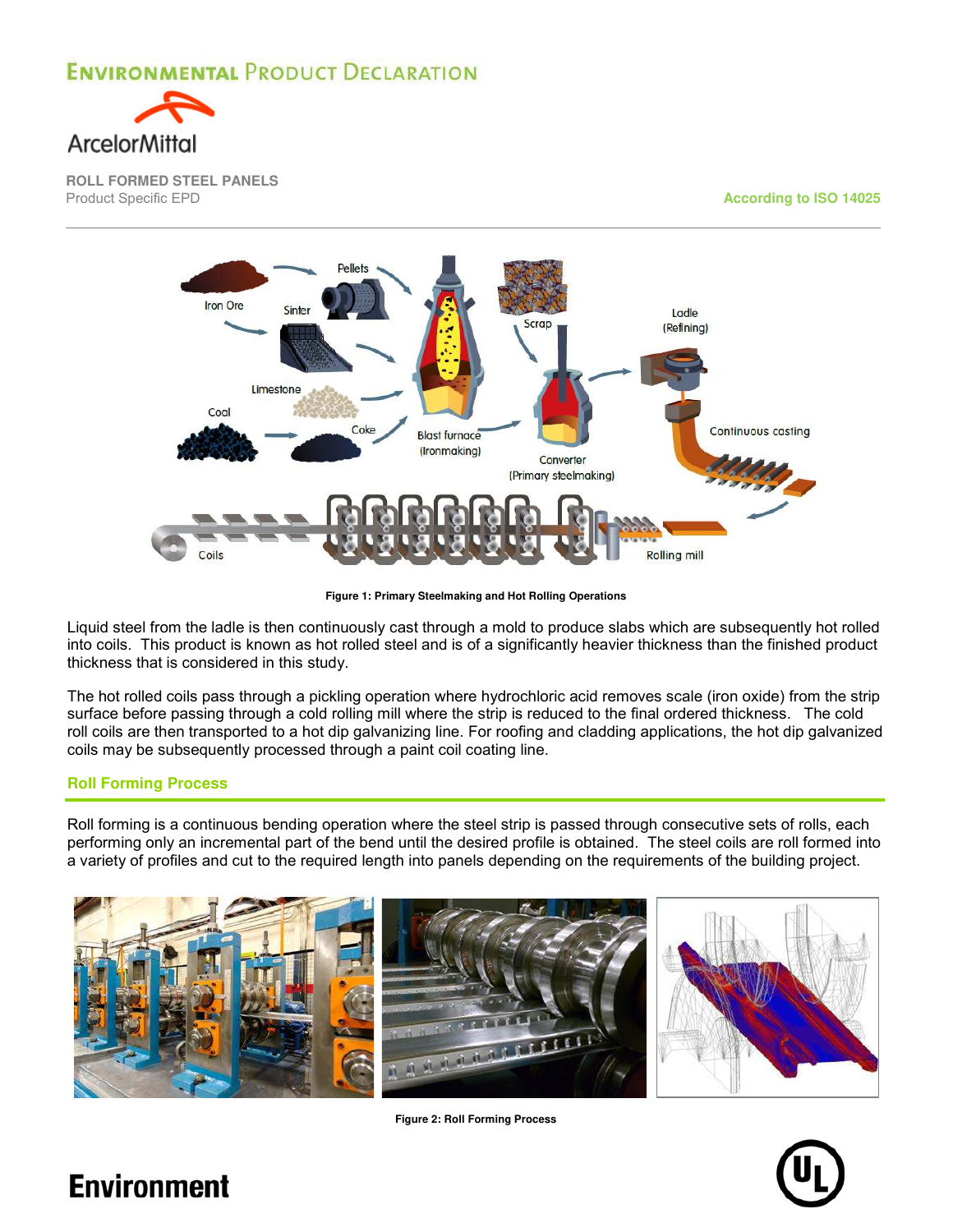Figure 1: Primary Steelmaking and Hot Rolling Operations

Liquid steel from the ladle is then continuously cast through a mold to produce slabs which are subsequently hot rolled into coils. This product is known as hot rolled steel and is of a significantly heavier thickness than the finished product thickness that is considered in this study.

The hot rolled coils pass through a pickling operation where hydrochloric acid removes scale (iron oxide) from the strip surface before passing through a cold rolling mill where the strip is reduced to the final ordered thickness. The cold roll coils are then transported to a hot dip galvanizing line. For roofing and cladding applications, the hot dip galvanized coils may be subsequently processed through a paint coil coating line.

## Roll Forming Process

Roll forming is a continuous bending operation where the steel strip is passed through consecutive sets of rolls, each performing only an incremental part of the bend until the desired profile is obtained. The steel coils are roll formed into a variety of profiles and cut to the required length into panels depending on the requirements of the building project.

Figure 2: Roll Forming Process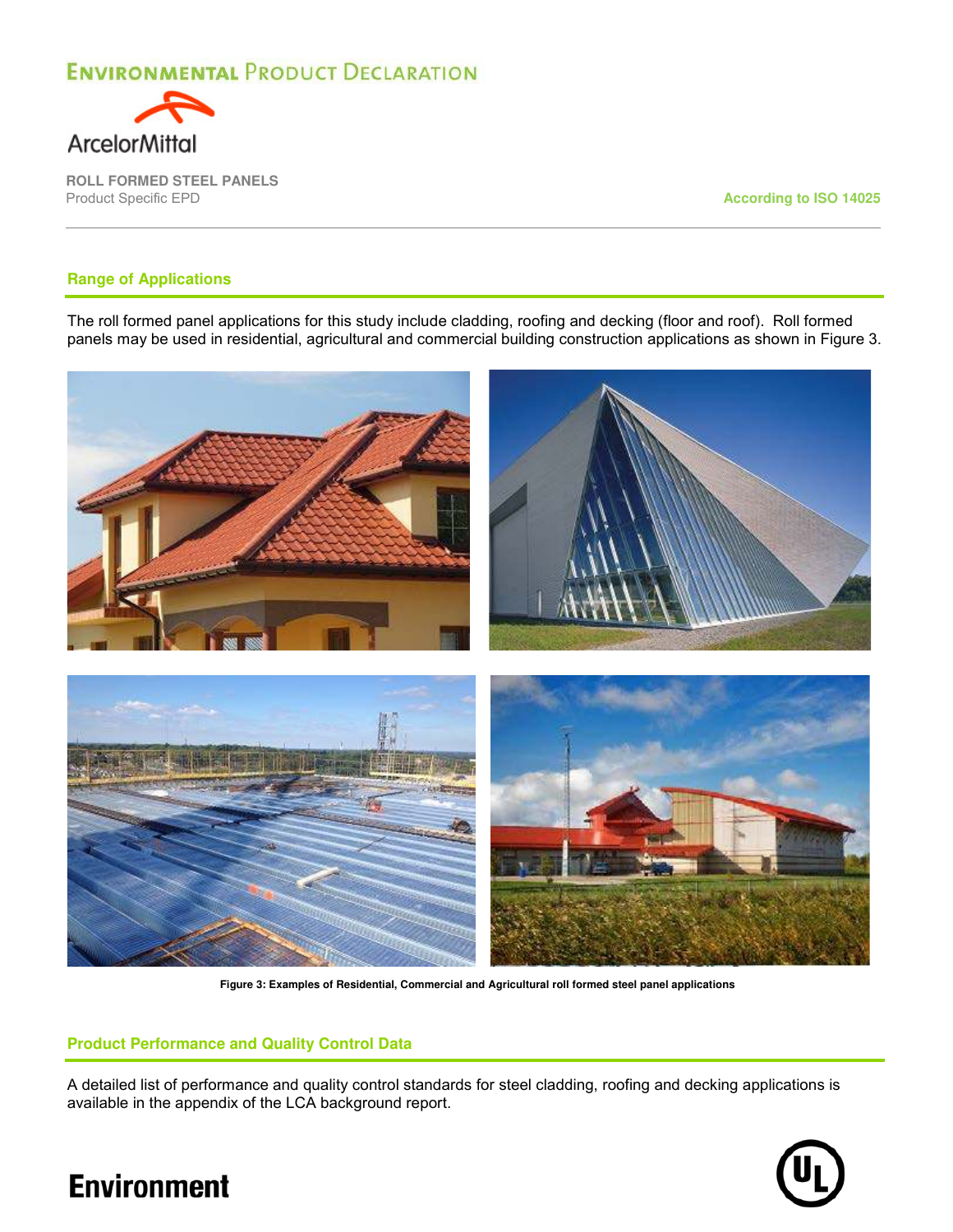## Range of Applications

The roll formed panel applications for this study include cladding, roofing and decking (floor and roof). Roll formed panels may be used in residential, agricultural and commercial building construction applications as shown in Figure 3.

**Figure 3: Examples of Residential, Commercial and Agricultural roll formed steel panel applications**

## Product Performance and Quality Control Data

A detailed list of performance and quality control standards for steel cladding, roofing and decking applications is available in the appendix of the LCA background report.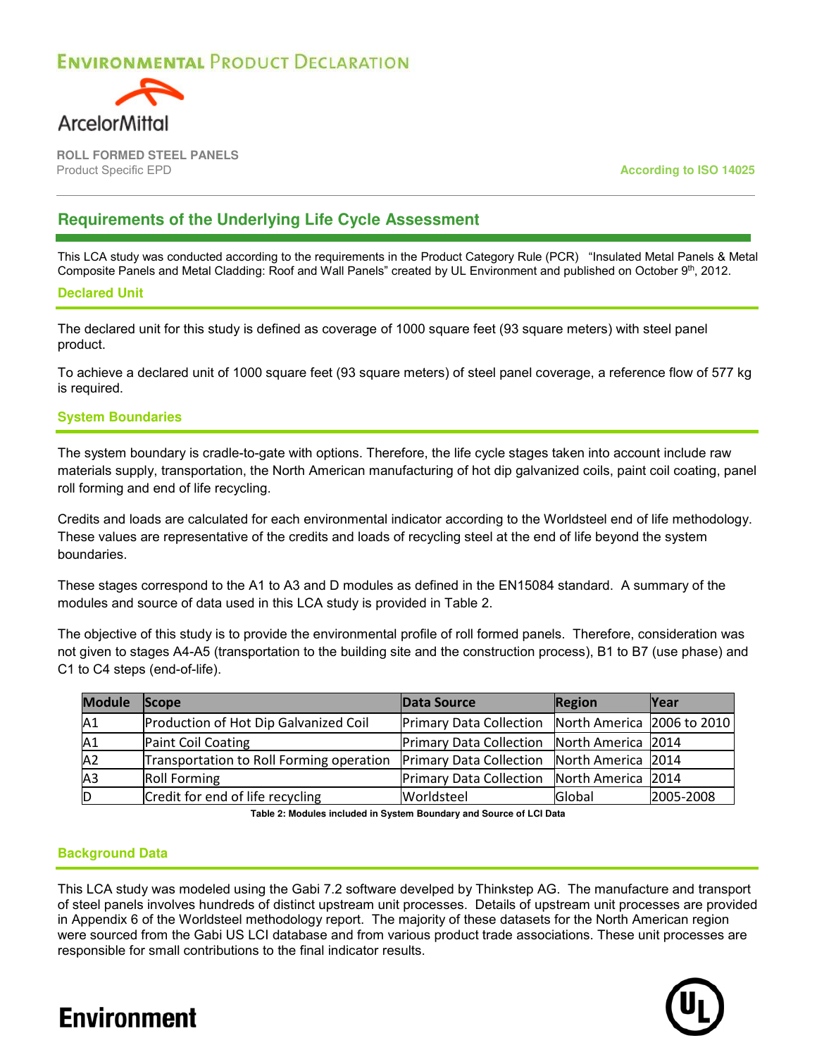## Requirements of the Underlying Life Cycle Assessment

This LCA study was conducted according to the requirements in the Product Category Rule (PCR) "Insulated Metal Panels & Metal Composite Panels and Metal Cladding: Roof and Wall Panels" created by UL Environment and published on October 9th, 2012.

### Declared Unit

The declared unit for this study is defined as coverage of 1000 square feet (93 square meters) with steel panel product.

To achieve a declared unit of 1000 square feet (93 square meters) of steel panel coverage, a reference flow of 577 kg is required.

### System Boundaries

The system boundary is cradle-to-gate with options. Therefore, the life cycle stages taken into account include raw materials supply, transportation, the North American manufacturing of hot dip galvanized coils, paint coil coating, panel roll forming and end of life recycling.

Credits and loads are calculated for each environmental indicator according to the Worldsteel end of life methodology. These values are representative of the credits and loads of recycling steel at the end of life beyond the system boundaries.

These stages correspond to the A1 to A3 and D modules as defined in the EN15084 standard. A summary of the modules and source of data used in this LCA study is provided in Table 2.

The objective of this study is to provide the environmental profile of roll formed panels. Therefore, consideration was not given to stages A4-A5 (transportation to the building site and the construction process), B1 to B7 (use phase) and C1 to C4 steps (end-of-life).

| Module | Scope | Data Source | Region | Year |
|---|---|---|---|---|
| A1 | Production of Hot Dip Galvanized Coil | Primary Data Collection | North America | 2006 to 2010 |
| A1 | Paint Coil Coating | Primary Data Collection | North America | 2014 |
| A2 | Transportation to Roll Forming operation | Primary Data Collection | North America | 2014 |
| A3 | Roll Forming | Primary Data Collection | North America | 2014 |
| D | Credit for end of life recycling | Worldsteel | Global | 2005-2008 |

**Table 2: Modules included in System Boundary and Source of LCI Data**

### Background Data

This LCA study was modeled using the Gabi 7.2 software develped by Thinkstep AG. The manufacture and transport of steel panels involves hundreds of distinct upstream unit processes. Details of upstream unit processes are provided in Appendix 6 of the Worldsteel methodology report. The majority of these datasets for the North American region were sourced from the Gabi US LCI database and from various product trade associations. These unit processes are responsible for small contributions to the final indicator results.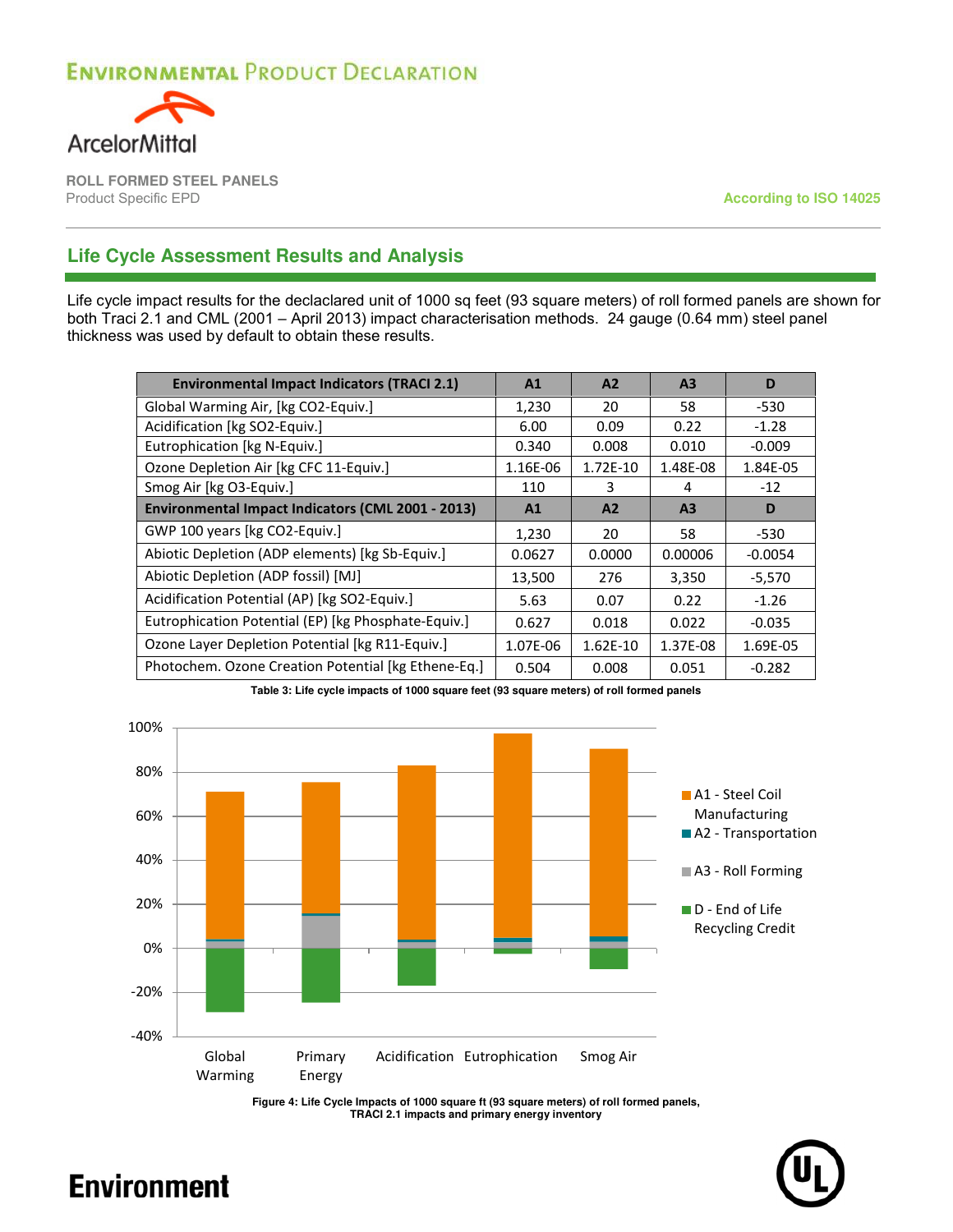## Life Cycle Assessment Results and Analysis

Life cycle impact results for the declaclared unit of 1000 sq feet (93 square meters) of roll formed panels are shown for both Traci 2.1 and CML (2001 – April 2013) impact characterisation methods. 24 gauge (0.64 mm) steel panel thickness was used by default to obtain these results.

| Environmental Impact Indicators (TRACI 2.1) | A1 | A2 | A3 | D |
|---|---|---|---|---|
| Global Warming Air, [kg CO2-Equiv.] | 1,230 | 20 | 58 | -530 |
| Acidification [kg SO2-Equiv.] | 6.00 | 0.09 | 0.22 | -1.28 |
| Eutrophication [kg N-Equiv.] | 0.340 | 0.008 | 0.010 | -0.009 |
| Ozone Depletion Air [kg CFC 11-Equiv.] | 1.16E-06 | 1.72E-10 | 1.48E-08 | 1.84E-05 |
| Smog Air [kg O3-Equiv.] | 110 | 3 | 4 | -12 |
| **Environmental Impact Indicators (CML 2001 - 2013)** | **A1** | **A2** | **A3** | **D** |
| GWP 100 years [kg CO2-Equiv.] | 1,230 | 20 | 58 | -530 |
| Abiotic Depletion (ADP elements) [kg Sb-Equiv.] | 0.0627 | 0.0000 | 0.00006 | -0.0054 |
| Abiotic Depletion (ADP fossil) [MJ] | 13,500 | 276 | 3,350 | -5,570 |
| Acidification Potential (AP) [kg SO2-Equiv.] | 5.63 | 0.07 | 0.22 | -1.26 |
| Eutrophication Potential (EP) [kg Phosphate-Equiv.] | 0.627 | 0.018 | 0.022 | -0.035 |
| Ozone Layer Depletion Potential [kg R11-Equiv.] | 1.07E-06 | 1.62E-10 | 1.37E-08 | 1.69E-05 |
| Photochem. Ozone Creation Potential [kg Ethene-Eq.] | 0.504 | 0.008 | 0.051 | -0.282 |

**Table 3: Life cycle impacts of 1000 square feet (93 square meters) of roll formed panels**

**Figure 4: Life Cycle Impacts of 1000 square ft (93 square meters) of roll formed panels, TRACI 2.1 impacts and primary energy inventory**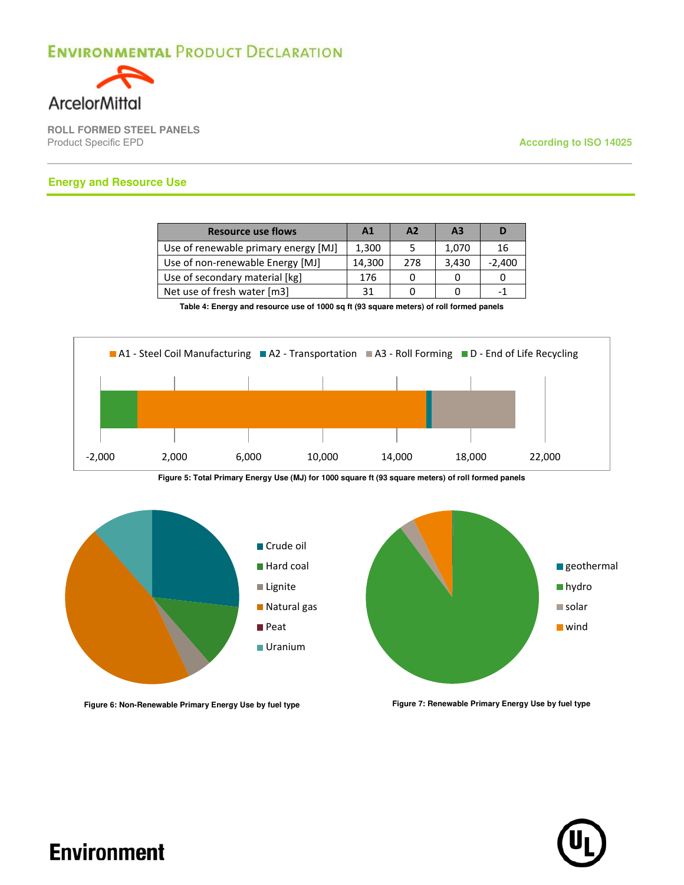## Energy and Resource Use

| Resource use flows | A1 | A2 | A3 | D |
|---|---|---|---|---|
| Use of renewable primary energy [MJ] | 1,300 | 5 | 1,070 | 16 |
| Use of non-renewable Energy [MJ] | 14,300 | 278 | 3,430 | -2,400 |
| Use of secondary material [kg] | 176 | 0 | 0 | 0 |
| Net use of fresh water [m3] | 31 | 0 | 0 | -1 |

**Table 4: Energy and resource use of 1000 sq ft (93 square meters) of roll formed panels**

**Figure 5: Total Primary Energy Use (MJ) for 1000 square ft (93 square meters) of roll formed panels**

**Figure 6: Non-Renewable Primary Energy Use by fuel type**

**Figure 7: Renewable Primary Energy Use by fuel type**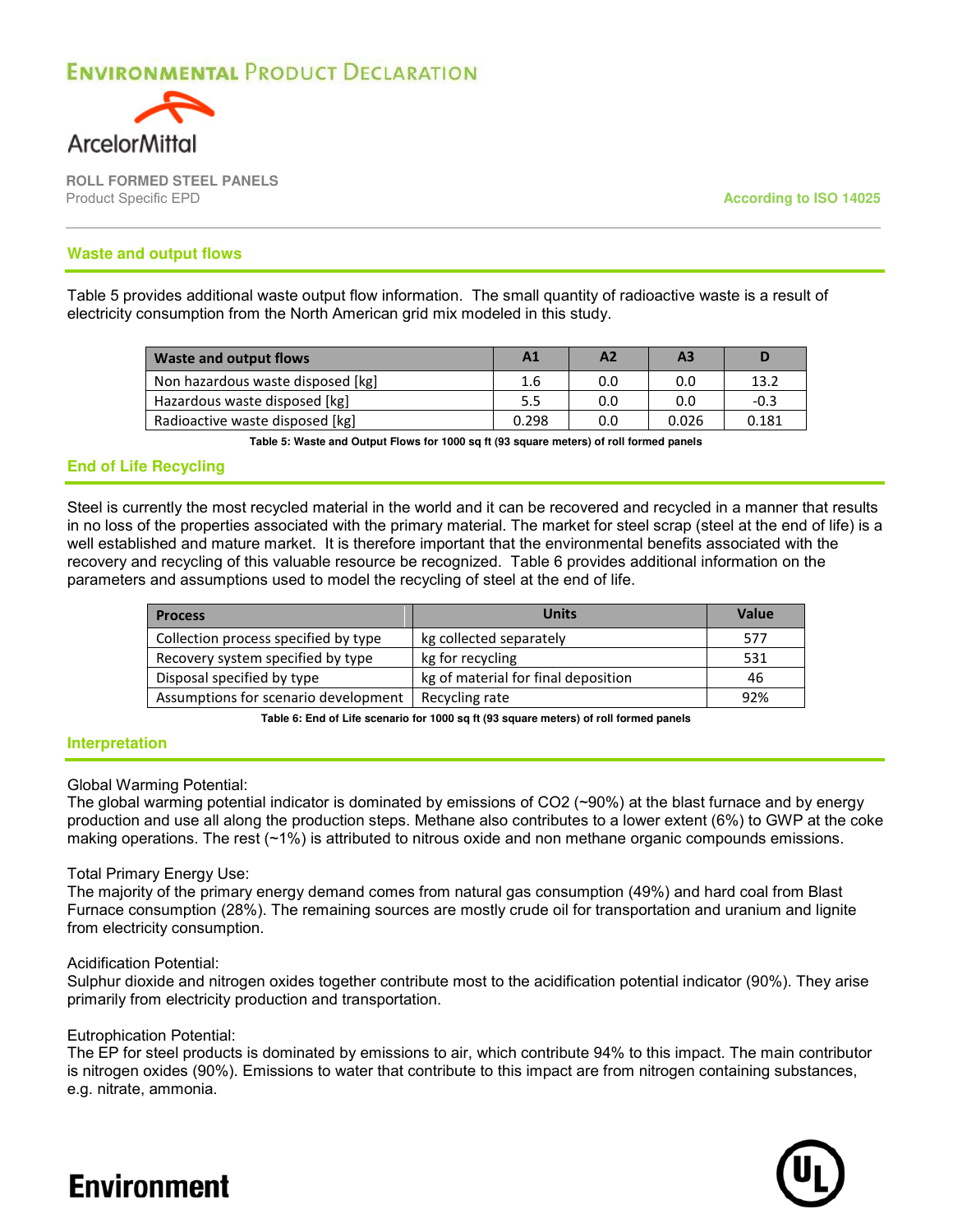## Waste and output flows

Table 5 provides additional waste output flow information. The small quantity of radioactive waste is a result of electricity consumption from the North American grid mix modeled in this study.

| Waste and output flows | A1 | A2 | A3 | D |
|---|---|---|---|---|
| Non hazardous waste disposed [kg] | 1.6 | 0.0 | 0.0 | 13.2 |
| Hazardous waste disposed [kg] | 5.5 | 0.0 | 0.0 | -0.3 |
| Radioactive waste disposed [kg] | 0.298 | 0.0 | 0.026 | 0.181 |

**Table 5: Waste and Output Flows for 1000 sq ft (93 square meters) of roll formed panels**

## End of Life Recycling

Steel is currently the most recycled material in the world and it can be recovered and recycled in a manner that results in no loss of the properties associated with the primary material. The market for steel scrap (steel at the end of life) is a well established and mature market. It is therefore important that the environmental benefits associated with the recovery and recycling of this valuable resource be recognized. Table 6 provides additional information on the parameters and assumptions used to model the recycling of steel at the end of life.

| Process | Units | Value |
|---|---|---|
| Collection process specified by type | kg collected separately | 577 |
| Recovery system specified by type | kg for recycling | 531 |
| Disposal specified by type | kg of material for final deposition | 46 |
| Assumptions for scenario development | Recycling rate | 92% |

**Table 6: End of Life scenario for 1000 sq ft (93 square meters) of roll formed panels**

## Interpretation

Global Warming Potential:
The global warming potential indicator is dominated by emissions of $CO_2$ (~90%) at the blast furnace and by energy production and use all along the production steps. Methane also contributes to a lower extent (6%) to GWP at the coke making operations. The rest (~1%) is attributed to nitrous oxide and non methane organic compounds emissions.

Total Primary Energy Use:
The majority of the primary energy demand comes from natural gas consumption (49%) and hard coal from Blast Furnace consumption (28%). The remaining sources are mostly crude oil for transportation and uranium and lignite from electricity consumption.

Acidification Potential:
Sulphur dioxide and nitrogen oxides together contribute most to the acidification potential indicator (90%). They arise primarily from electricity production and transportation.

Eutrophication Potential:
The EP for steel products is dominated by emissions to air, which contribute 94% to this impact. The main contributor is nitrogen oxides (90%). Emissions to water that contribute to this impact are from nitrogen containing substances, e.g. nitrate, ammonia.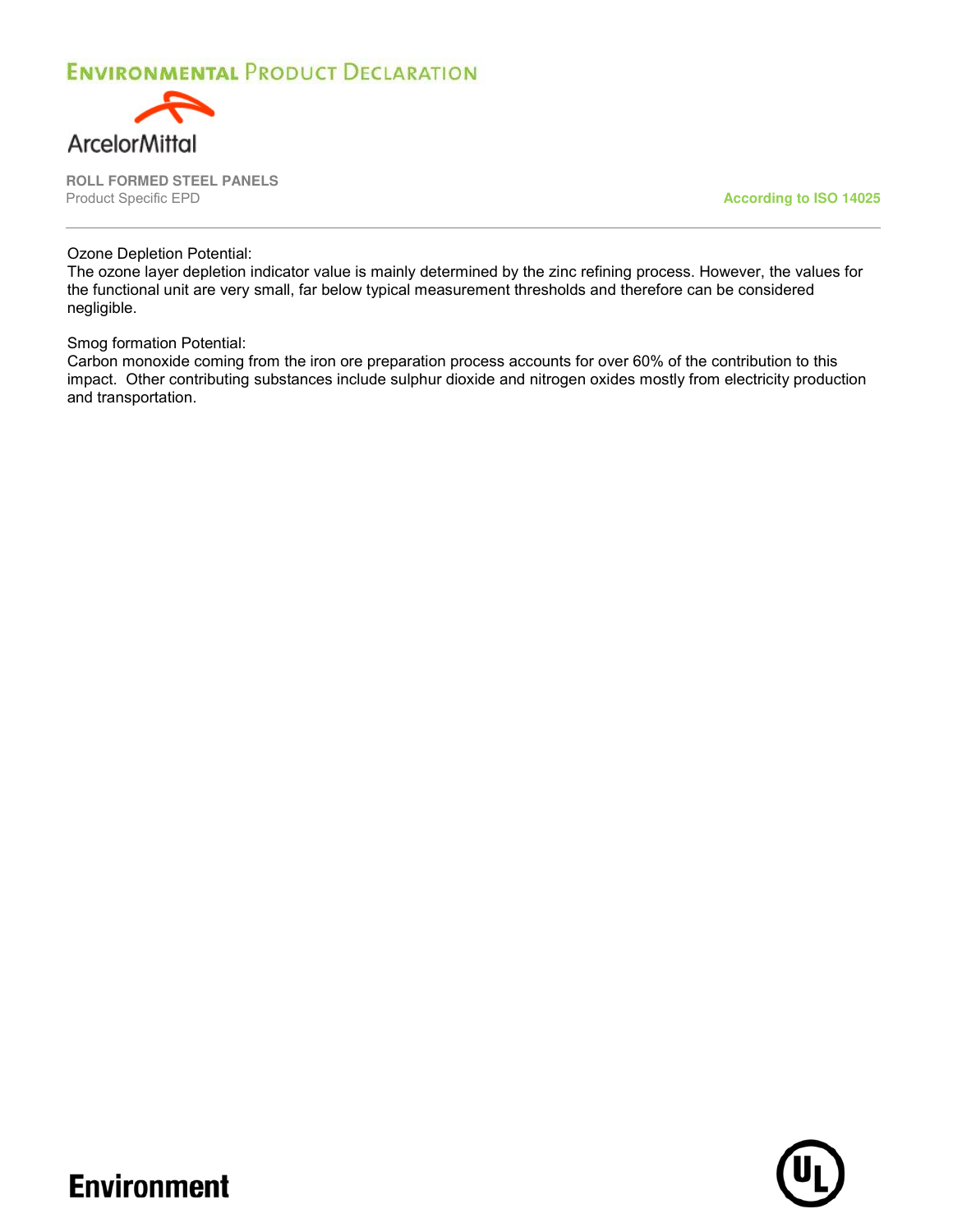Ozone Depletion Potential:
The ozone layer depletion indicator value is mainly determined by the zinc refining process. However, the values for the functional unit are very small, far below typical measurement thresholds and therefore can be considered negligible.

Smog formation Potential:
Carbon monoxide coming from the iron ore preparation process accounts for over 60% of the contribution to this impact. Other contributing substances include sulphur dioxide and nitrogen oxides mostly from electricity production and transportation.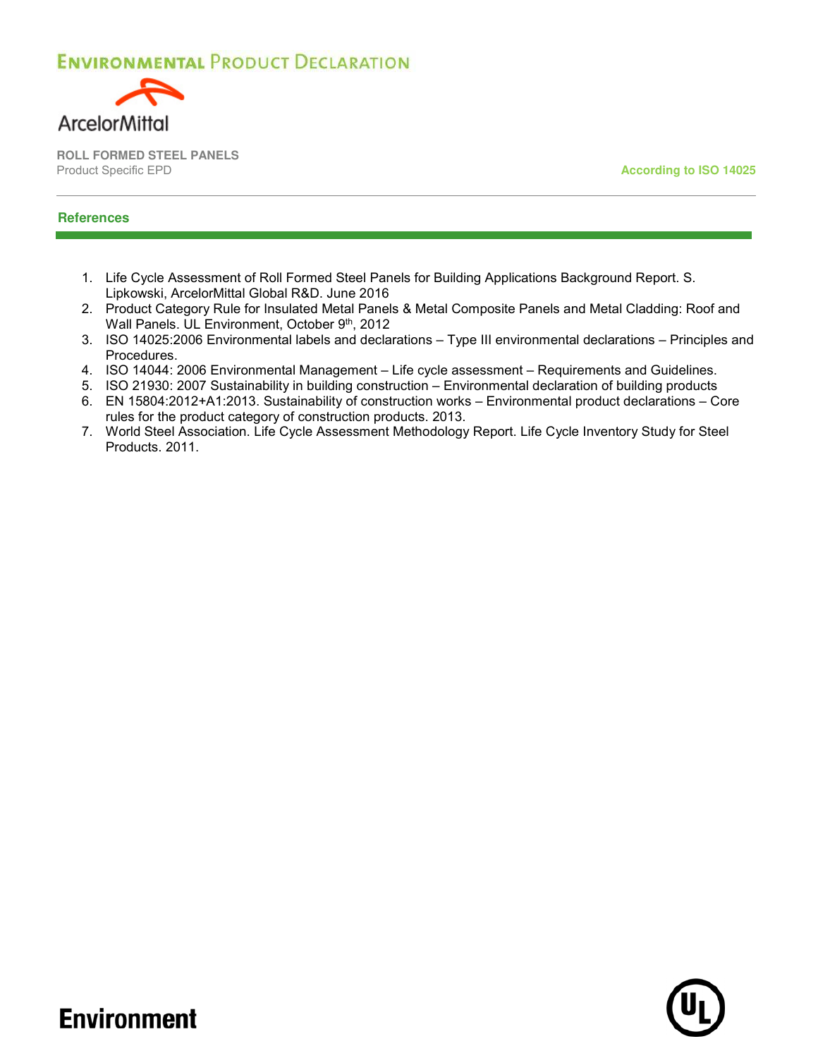## References

1. Life Cycle Assessment of Roll Formed Steel Panels for Building Applications Background Report. S. Lipkowski, ArcelorMittal Global R&D. June 2016
2. Product Category Rule for Insulated Metal Panels & Metal Composite Panels and Metal Cladding: Roof and Wall Panels. UL Environment, October 9th, 2012
3. ISO 14025:2006 Environmental labels and declarations – Type III environmental declarations – Principles and Procedures.
4. ISO 14044: 2006 Environmental Management – Life cycle assessment – Requirements and Guidelines.
5. ISO 21930: 2007 Sustainability in building construction – Environmental declaration of building products
6. EN 15804:2012+A1:2013. Sustainability of construction works – Environmental product declarations – Core rules for the product category of construction products. 2013.
7. World Steel Association. Life Cycle Assessment Methodology Report. Life Cycle Inventory Study for Steel Products. 2011.